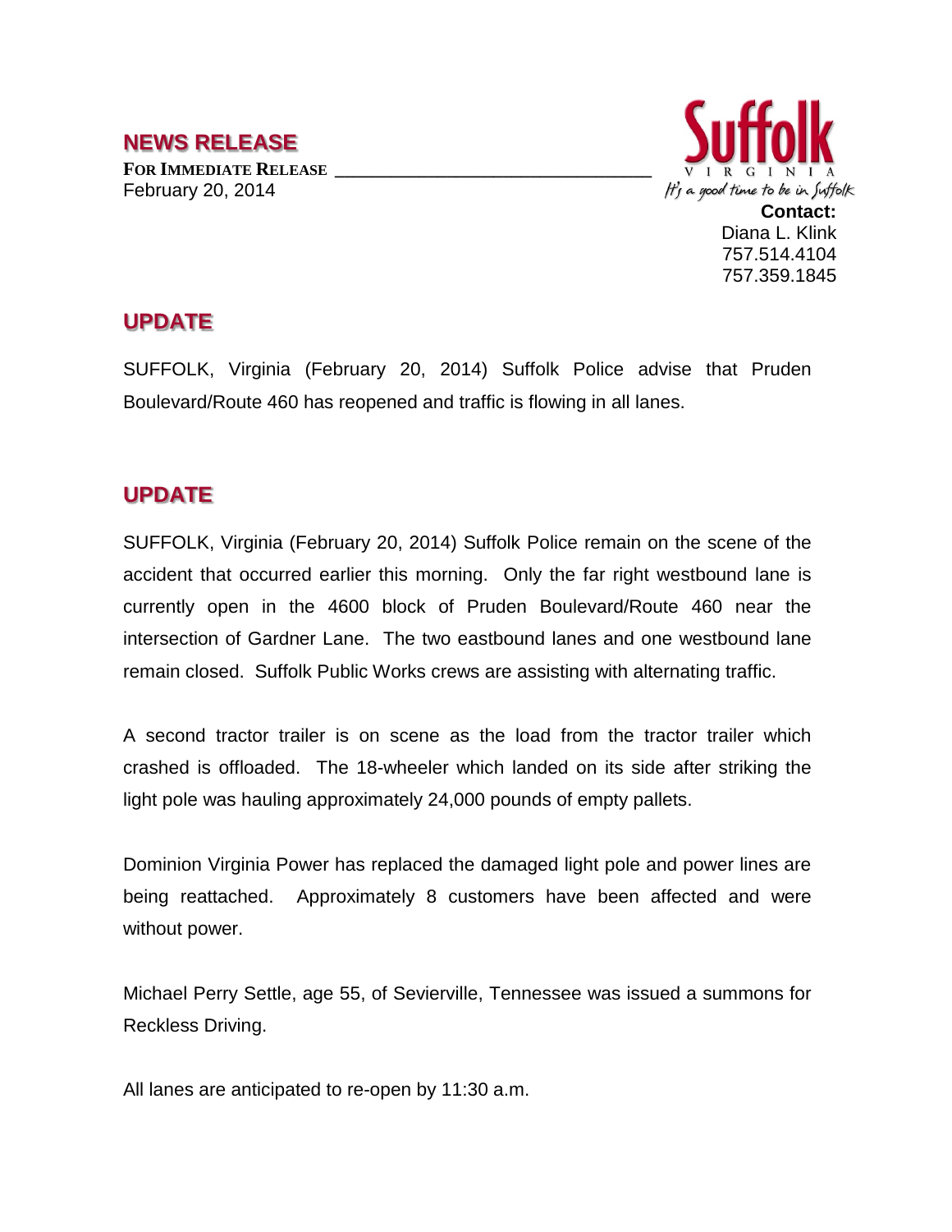# NEWS RELEASE

**FOR IMMEDIATE RELEASE**
February 20, 2014

Suffolk
VIRGINIA
*It's a good time to be in Suffolk*

**Contact:**
Diana L. Klink
757.514.4104
757.359.1845

## UPDATE

SUFFOLK, Virginia (February 20, 2014) Suffolk Police advise that Pruden Boulevard/Route 460 has reopened and traffic is flowing in all lanes.

## UPDATE

SUFFOLK, Virginia (February 20, 2014) Suffolk Police remain on the scene of the accident that occurred earlier this morning. Only the far right westbound lane is currently open in the 4600 block of Pruden Boulevard/Route 460 near the intersection of Gardner Lane. The two eastbound lanes and one westbound lane remain closed. Suffolk Public Works crews are assisting with alternating traffic.

A second tractor trailer is on scene as the load from the tractor trailer which crashed is offloaded. The 18-wheeler which landed on its side after striking the light pole was hauling approximately 24,000 pounds of empty pallets.

Dominion Virginia Power has replaced the damaged light pole and power lines are being reattached. Approximately 8 customers have been affected and were without power.

Michael Perry Settle, age 55, of Sevierville, Tennessee was issued a summons for Reckless Driving.

All lanes are anticipated to re-open by 11:30 a.m.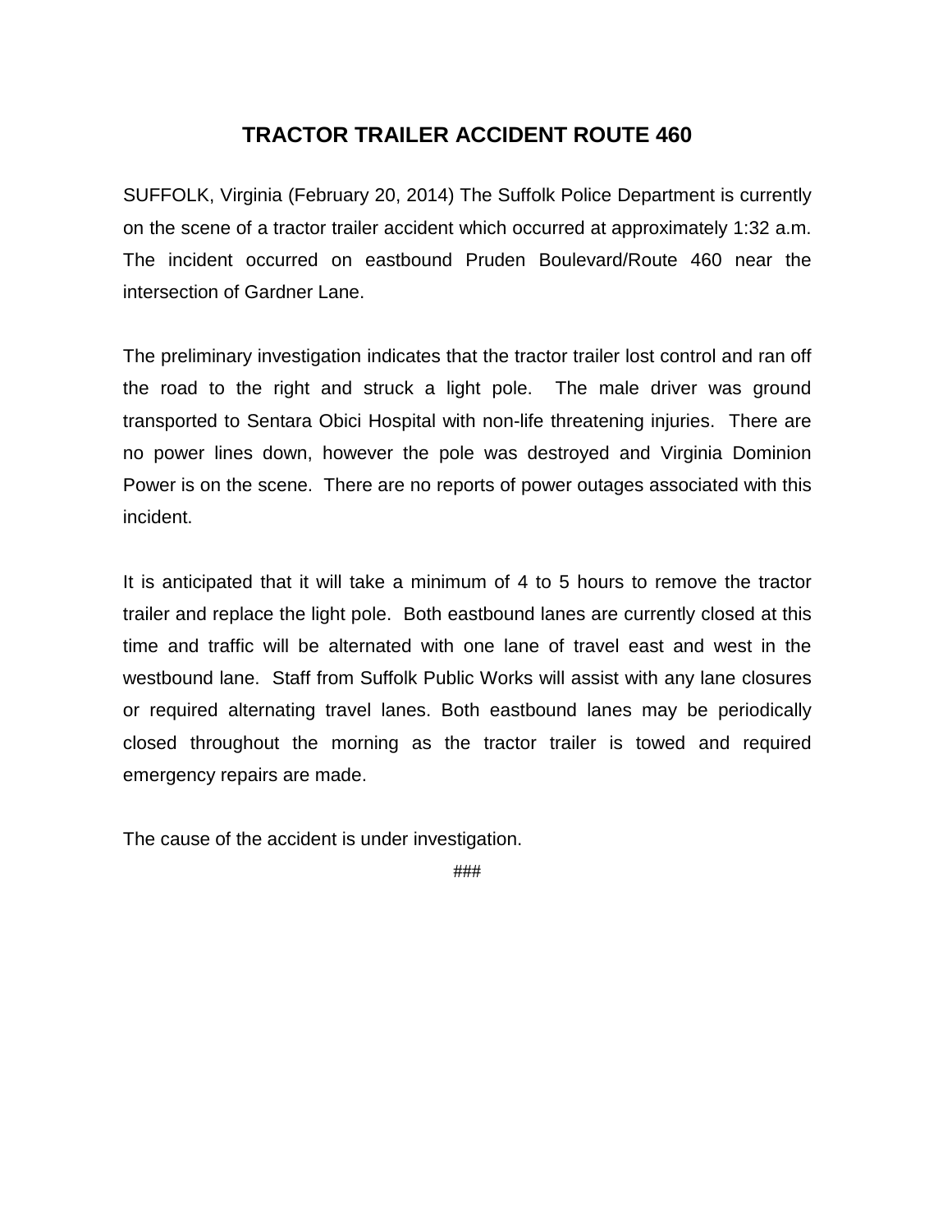# TRACTOR TRAILER ACCIDENT ROUTE 460

SUFFOLK, Virginia (February 20, 2014) The Suffolk Police Department is currently on the scene of a tractor trailer accident which occurred at approximately 1:32 a.m. The incident occurred on eastbound Pruden Boulevard/Route 460 near the intersection of Gardner Lane.

The preliminary investigation indicates that the tractor trailer lost control and ran off the road to the right and struck a light pole. The male driver was ground transported to Sentara Obici Hospital with non-life threatening injuries. There are no power lines down, however the pole was destroyed and Virginia Dominion Power is on the scene. There are no reports of power outages associated with this incident.

It is anticipated that it will take a minimum of 4 to 5 hours to remove the tractor trailer and replace the light pole. Both eastbound lanes are currently closed at this time and traffic will be alternated with one lane of travel east and west in the westbound lane. Staff from Suffolk Public Works will assist with any lane closures or required alternating travel lanes. Both eastbound lanes may be periodically closed throughout the morning as the tractor trailer is towed and required emergency repairs are made.

The cause of the accident is under investigation.

###